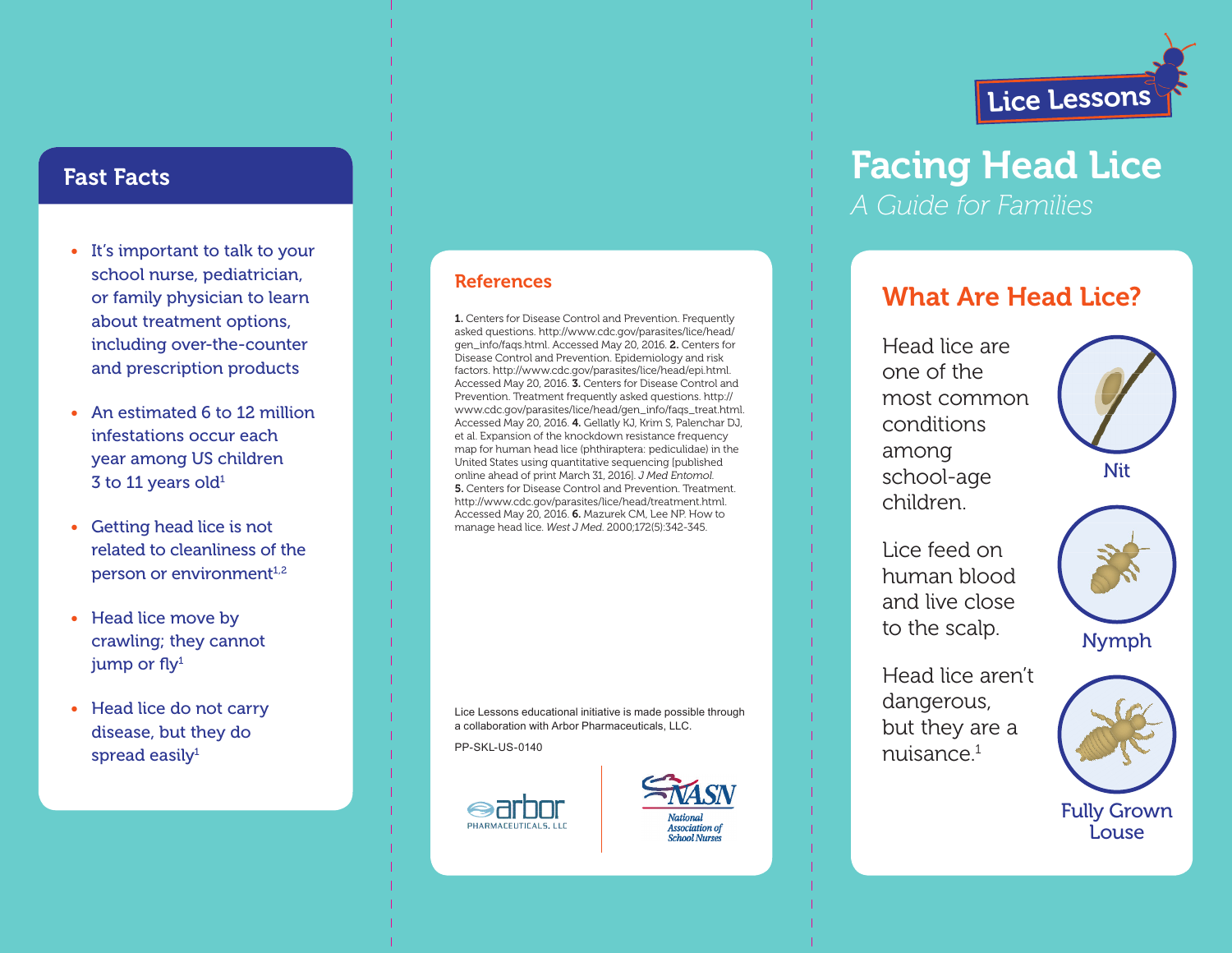## Fast Facts

- It's important to talk to your school nurse, pediatrician, or family physician to learn about treatment options, including over-the-counter and prescription products
- An estimated 6 to 12 million infestations occur each year among US children 3 to 11 years old[1]
- Getting head lice is not related to cleanliness of the person or environment[1,2]
- Head lice move by crawling; they cannot jump or fly[1]
- Head lice do not carry disease, but they do spread easily[1]

## References

**1.** Centers for Disease Control and Prevention. Frequently asked questions. http://www.cdc.gov/parasites/lice/head/gen_info/faqs.html. Accessed May 20, 2016. **2.** Centers for Disease Control and Prevention. Epidemiology and risk factors. http://www.cdc.gov/parasites/lice/head/epi.html. Accessed May 20, 2016. **3.** Centers for Disease Control and Prevention. Treatment frequently asked questions. http://www.cdc.gov/parasites/lice/head/gen_info/faqs_treat.html. Accessed May 20, 2016. **4.** Gellatly KJ, Krim S, Palenchar DJ, et al. Expansion of the knockdown resistance frequency map for human head lice (phthiraptera: pediculidae) in the United States using quantitative sequencing [published online ahead of print March 31, 2016]. *J Med Entomol.* **5.** Centers for Disease Control and Prevention. Treatment. http://www.cdc.gov/parasites/lice/head/treatment.html. Accessed May 20, 2016. **6.** Mazurek CM, Lee NP. How to manage head lice. *West J Med.* 2000;172(5):342-345.

Lice Lessons educational initiative is made possible through a collaboration with Arbor Pharmaceuticals, LLC.

PP-SKL-US-0140

arbor PHARMACEUTICALS, LLC

NASN National Association of School Nurses

Lice Lessons

# Facing Head Lice

*A Guide for Families*

## What Are Head Lice?

Head lice are one of the most common conditions among school-age children.

Lice feed on human blood and live close to the scalp.

Head lice aren't dangerous, but they are a nuisance.[1]

Nit

Nymph

Fully Grown Louse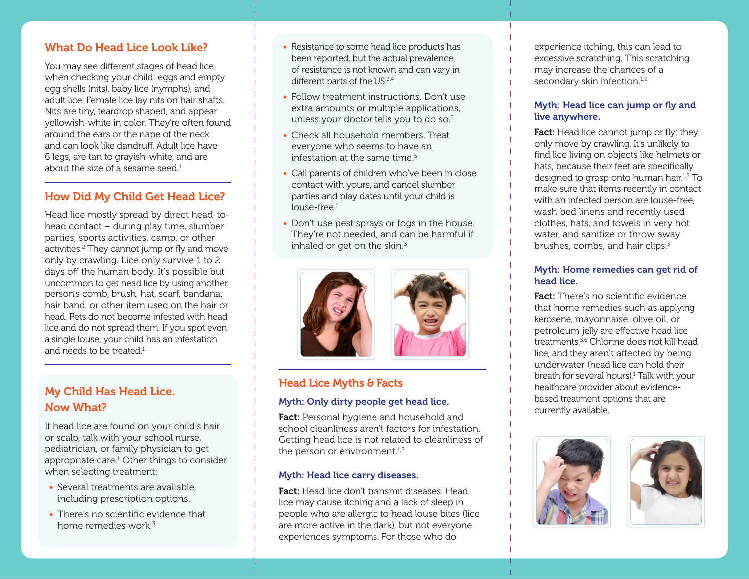## What Do Head Lice Look Like?

You may see different stages of head lice when checking your child: eggs and empty egg shells (nits), baby lice (nymphs), and adult lice. Female lice lay nits on hair shafts. Nits are tiny, teardrop shaped, and appear yellowish-white in color. They're often found around the ears or the nape of the neck and can look like dandruff. Adult lice have 6 legs, are tan to grayish-white, and are about the size of a sesame seed.[1]

## How Did My Child Get Head Lice?

Head lice mostly spread by direct head-to-head contact – during play time, slumber parties, sports activities, camp, or other activities.[2] They cannot jump or fly and move only by crawling. Lice only survive 1 to 2 days off the human body. It's possible but uncommon to get head lice by using another person's comb, brush, hat, scarf, bandana, hair band, or other item used on the hair or head. Pets do not become infested with head lice and do not spread them. If you spot even a single louse, your child has an infestation and needs to be treated.[1]

## My Child Has Head Lice. Now What?

If head lice are found on your child's hair or scalp, talk with your school nurse, pediatrician, or family physician to get appropriate care.[1] Other things to consider when selecting treatment:

- Several treatments are available, including prescription options.
- There's no scientific evidence that home remedies work.[3]
- Resistance to some head lice products has been reported, but the actual prevalence of resistance is not known and can vary in different parts of the US.[3,4]
- Follow treatment instructions. Don't use extra amounts or multiple applications, unless your doctor tells you to do so.[5]
- Check all household members. Treat everyone who seems to have an infestation at the same time.[5]
- Call parents of children who've been in close contact with yours, and cancel slumber parties and play dates until your child is louse-free.[1]
- Don't use pest sprays or fogs in the house. They're not needed, and can be harmful if inhaled or get on the skin.[3]

## Head Lice Myths & Facts

### Myth: Only dirty people get head lice.

**Fact:** Personal hygiene and household and school cleanliness aren't factors for infestation. Getting head lice is not related to cleanliness of the person or environment.[1,2]

### Myth: Head lice carry diseases.

**Fact:** Head lice don't transmit diseases. Head lice may cause itching and a lack of sleep in people who are allergic to head louse bites (lice are more active in the dark), but not everyone experiences symptoms. For those who do experience itching, this can lead to excessive scratching. This scratching may increase the chances of a secondary skin infection.[1,2]

### Myth: Head lice can jump or fly and live anywhere.

**Fact:** Head lice cannot jump or fly; they only move by crawling. It's unlikely to find lice living on objects like helmets or hats, because their feet are specifically designed to grasp onto human hair.[1,2] To make sure that items recently in contact with an infected person are louse-free, wash bed linens and recently used clothes, hats, and towels in very hot water, and sanitize or throw away brushes, combs, and hair clips.[5]

### Myth: Home remedies can get rid of head lice.

**Fact:** There's no scientific evidence that home remedies such as applying kerosene, mayonnaise, olive oil, or petroleum jelly are effective head lice treatments.[3,6] Chlorine does not kill head lice, and they aren't affected by being underwater (head lice can hold their breath for several hours).[1] Talk with your healthcare provider about evidence-based treatment options that are currently available.